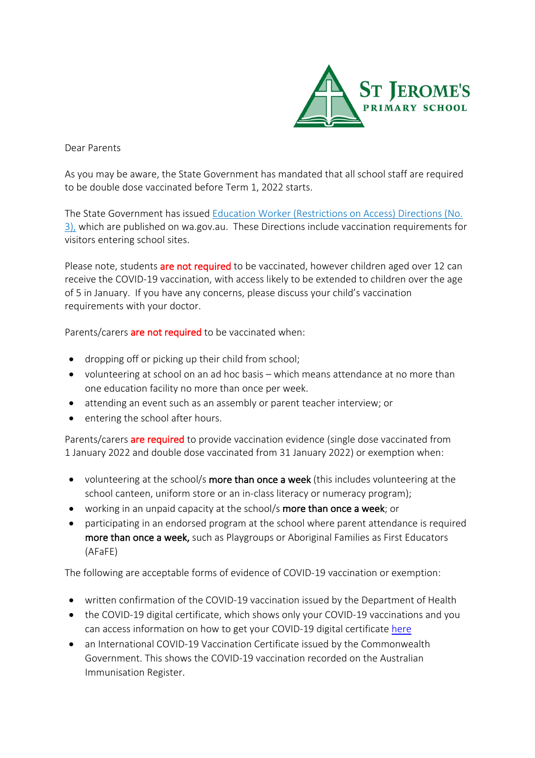ST JEROME'S PRIMARY SCHOOL

Dear Parents

As you may be aware, the State Government has mandated that all school staff are required to be double dose vaccinated before Term 1, 2022 starts.

The State Government has issued [Education Worker (Restrictions on Access) Directions (No. 3),](#) which are published on wa.gov.au. These Directions include vaccination requirements for visitors entering school sites.

Please note, students **are not required** to be vaccinated, however children aged over 12 can receive the COVID-19 vaccination, with access likely to be extended to children over the age of 5 in January. If you have any concerns, please discuss your child's vaccination requirements with your doctor.

Parents/carers **are not required** to be vaccinated when:

- dropping off or picking up their child from school;
- volunteering at school on an ad hoc basis – which means attendance at no more than one education facility no more than once per week.
- attending an event such as an assembly or parent teacher interview; or
- entering the school after hours.

Parents/carers **are required** to provide vaccination evidence (single dose vaccinated from 1 January 2022 and double dose vaccinated from 31 January 2022) or exemption when:

- volunteering at the school/s **more than once a week** (this includes volunteering at the school canteen, uniform store or an in-class literacy or numeracy program);
- working in an unpaid capacity at the school/s **more than once a week**; or
- participating in an endorsed program at the school where parent attendance is required **more than once a week,** such as Playgroups or Aboriginal Families as First Educators (AFaFE)

The following are acceptable forms of evidence of COVID-19 vaccination or exemption:

- written confirmation of the COVID-19 vaccination issued by the Department of Health
- the COVID-19 digital certificate, which shows only your COVID-19 vaccinations and you can access information on how to get your COVID-19 digital certificate [here](#)
- an International COVID-19 Vaccination Certificate issued by the Commonwealth Government. This shows the COVID-19 vaccination recorded on the Australian Immunisation Register.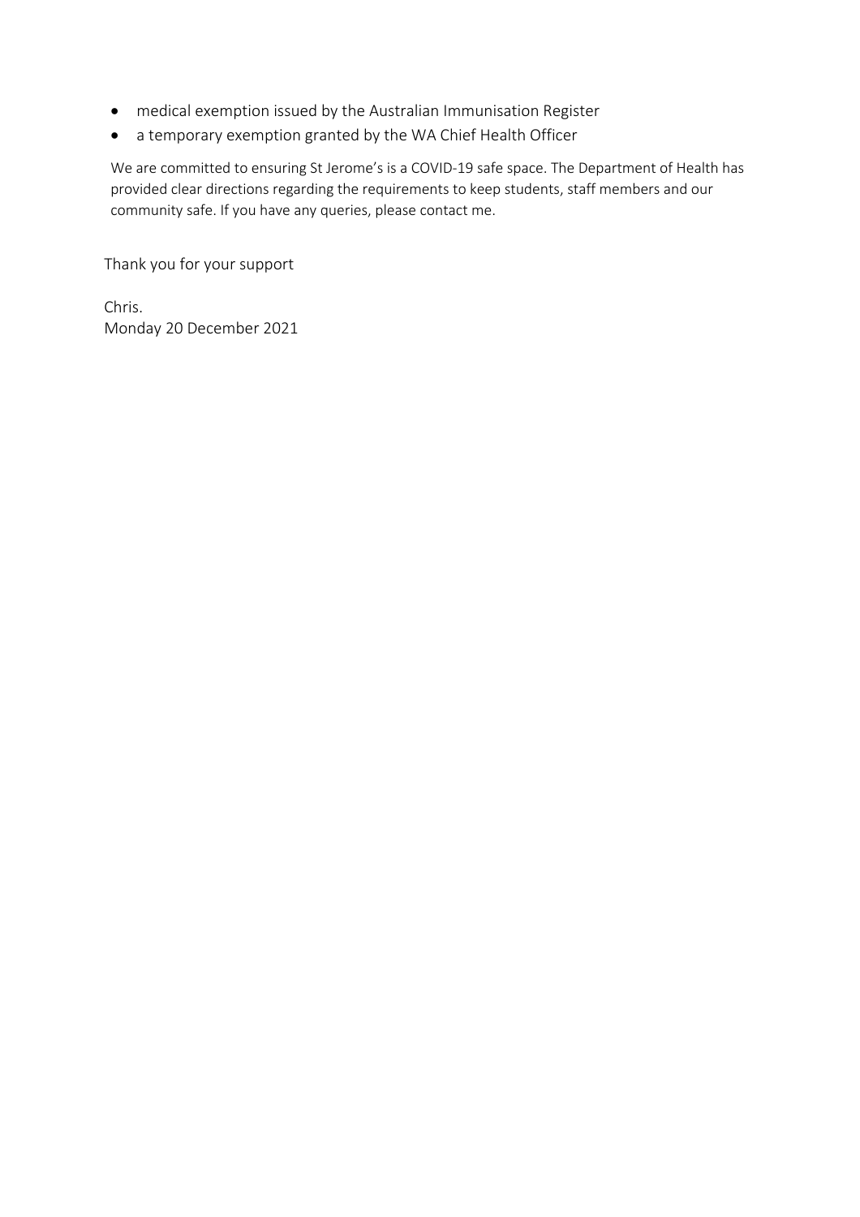- medical exemption issued by the Australian Immunisation Register
- a temporary exemption granted by the WA Chief Health Officer

We are committed to ensuring St Jerome's is a COVID-19 safe space. The Department of Health has provided clear directions regarding the requirements to keep students, staff members and our community safe. If you have any queries, please contact me.

Thank you for your support

Chris.
Monday 20 December 2021